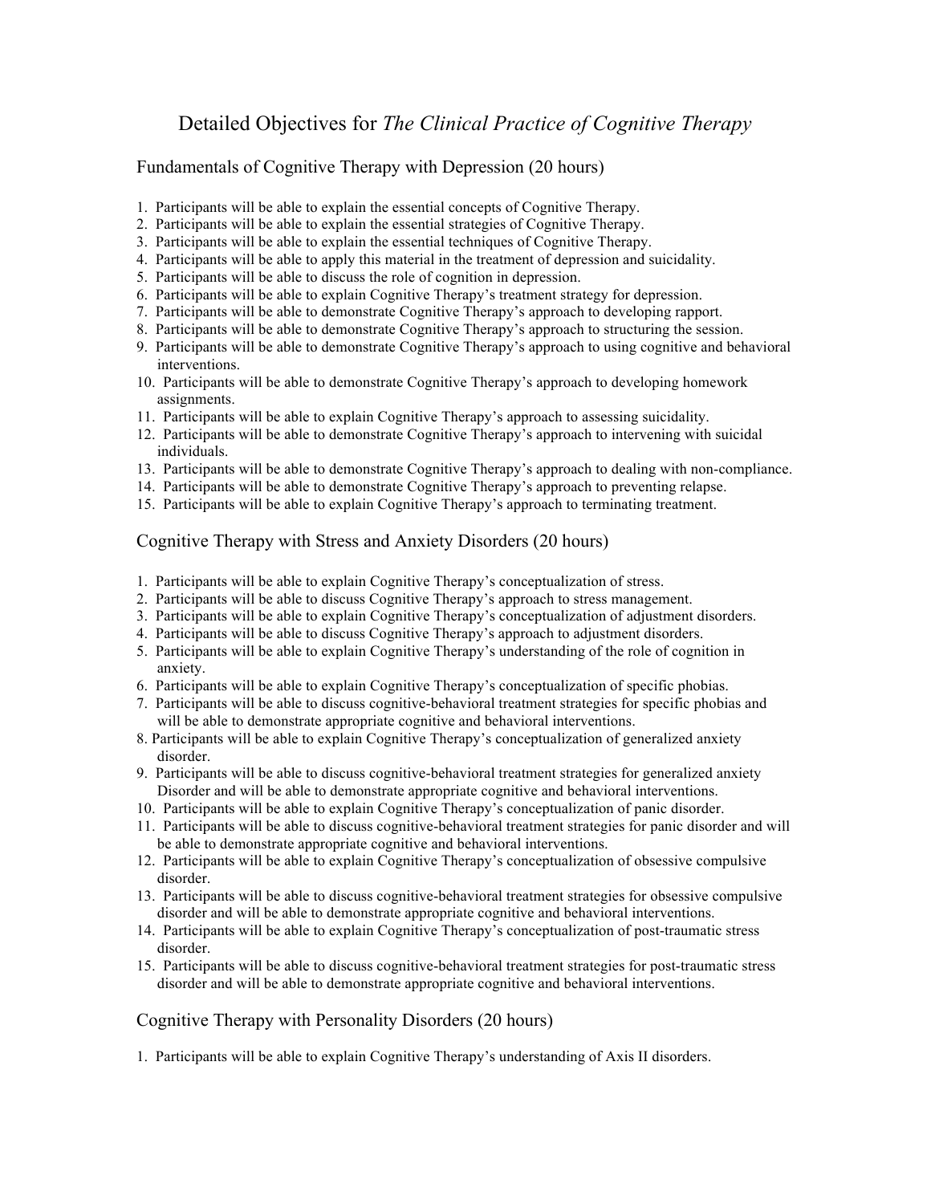# Detailed Objectives for *The Clinical Practice of Cognitive Therapy*

## Fundamentals of Cognitive Therapy with Depression (20 hours)

1. Participants will be able to explain the essential concepts of Cognitive Therapy.
2. Participants will be able to explain the essential strategies of Cognitive Therapy.
3. Participants will be able to explain the essential techniques of Cognitive Therapy.
4. Participants will be able to apply this material in the treatment of depression and suicidality.
5. Participants will be able to discuss the role of cognition in depression.
6. Participants will be able to explain Cognitive Therapy's treatment strategy for depression.
7. Participants will be able to demonstrate Cognitive Therapy's approach to developing rapport.
8. Participants will be able to demonstrate Cognitive Therapy's approach to structuring the session.
9. Participants will be able to demonstrate Cognitive Therapy's approach to using cognitive and behavioral interventions.
10. Participants will be able to demonstrate Cognitive Therapy's approach to developing homework assignments.
11. Participants will be able to explain Cognitive Therapy's approach to assessing suicidality.
12. Participants will be able to demonstrate Cognitive Therapy's approach to intervening with suicidal individuals.
13. Participants will be able to demonstrate Cognitive Therapy's approach to dealing with non-compliance.
14. Participants will be able to demonstrate Cognitive Therapy's approach to preventing relapse.
15. Participants will be able to explain Cognitive Therapy's approach to terminating treatment.

## Cognitive Therapy with Stress and Anxiety Disorders (20 hours)

1. Participants will be able to explain Cognitive Therapy's conceptualization of stress.
2. Participants will be able to discuss Cognitive Therapy's approach to stress management.
3. Participants will be able to explain Cognitive Therapy's conceptualization of adjustment disorders.
4. Participants will be able to discuss Cognitive Therapy's approach to adjustment disorders.
5. Participants will be able to explain Cognitive Therapy's understanding of the role of cognition in anxiety.
6. Participants will be able to explain Cognitive Therapy's conceptualization of specific phobias.
7. Participants will be able to discuss cognitive-behavioral treatment strategies for specific phobias and will be able to demonstrate appropriate cognitive and behavioral interventions.
8. Participants will be able to explain Cognitive Therapy's conceptualization of generalized anxiety disorder.
9. Participants will be able to discuss cognitive-behavioral treatment strategies for generalized anxiety Disorder and will be able to demonstrate appropriate cognitive and behavioral interventions.
10. Participants will be able to explain Cognitive Therapy's conceptualization of panic disorder.
11. Participants will be able to discuss cognitive-behavioral treatment strategies for panic disorder and will be able to demonstrate appropriate cognitive and behavioral interventions.
12. Participants will be able to explain Cognitive Therapy's conceptualization of obsessive compulsive disorder.
13. Participants will be able to discuss cognitive-behavioral treatment strategies for obsessive compulsive disorder and will be able to demonstrate appropriate cognitive and behavioral interventions.
14. Participants will be able to explain Cognitive Therapy's conceptualization of post-traumatic stress disorder.
15. Participants will be able to discuss cognitive-behavioral treatment strategies for post-traumatic stress disorder and will be able to demonstrate appropriate cognitive and behavioral interventions.

## Cognitive Therapy with Personality Disorders (20 hours)

1. Participants will be able to explain Cognitive Therapy's understanding of Axis II disorders.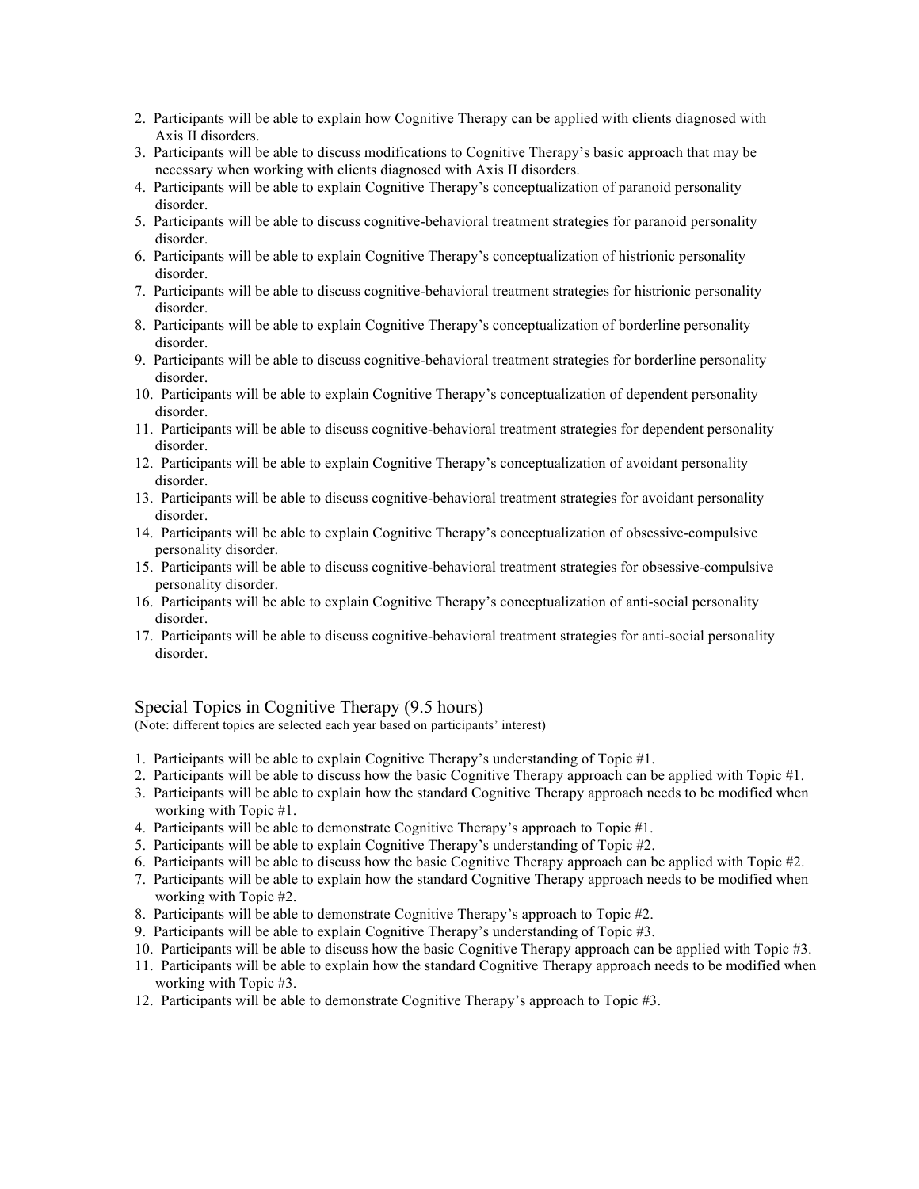2. Participants will be able to explain how Cognitive Therapy can be applied with clients diagnosed with Axis II disorders.
3. Participants will be able to discuss modifications to Cognitive Therapy's basic approach that may be necessary when working with clients diagnosed with Axis II disorders.
4. Participants will be able to explain Cognitive Therapy's conceptualization of paranoid personality disorder.
5. Participants will be able to discuss cognitive-behavioral treatment strategies for paranoid personality disorder.
6. Participants will be able to explain Cognitive Therapy's conceptualization of histrionic personality disorder.
7. Participants will be able to discuss cognitive-behavioral treatment strategies for histrionic personality disorder.
8. Participants will be able to explain Cognitive Therapy's conceptualization of borderline personality disorder.
9. Participants will be able to discuss cognitive-behavioral treatment strategies for borderline personality disorder.
10. Participants will be able to explain Cognitive Therapy's conceptualization of dependent personality disorder.
11. Participants will be able to discuss cognitive-behavioral treatment strategies for dependent personality disorder.
12. Participants will be able to explain Cognitive Therapy's conceptualization of avoidant personality disorder.
13. Participants will be able to discuss cognitive-behavioral treatment strategies for avoidant personality disorder.
14. Participants will be able to explain Cognitive Therapy's conceptualization of obsessive-compulsive personality disorder.
15. Participants will be able to discuss cognitive-behavioral treatment strategies for obsessive-compulsive personality disorder.
16. Participants will be able to explain Cognitive Therapy's conceptualization of anti-social personality disorder.
17. Participants will be able to discuss cognitive-behavioral treatment strategies for anti-social personality disorder.

## Special Topics in Cognitive Therapy (9.5 hours)

(Note: different topics are selected each year based on participants' interest)

1. Participants will be able to explain Cognitive Therapy's understanding of Topic #1.
2. Participants will be able to discuss how the basic Cognitive Therapy approach can be applied with Topic #1.
3. Participants will be able to explain how the standard Cognitive Therapy approach needs to be modified when working with Topic #1.
4. Participants will be able to demonstrate Cognitive Therapy's approach to Topic #1.
5. Participants will be able to explain Cognitive Therapy's understanding of Topic #2.
6. Participants will be able to discuss how the basic Cognitive Therapy approach can be applied with Topic #2.
7. Participants will be able to explain how the standard Cognitive Therapy approach needs to be modified when working with Topic #2.
8. Participants will be able to demonstrate Cognitive Therapy's approach to Topic #2.
9. Participants will be able to explain Cognitive Therapy's understanding of Topic #3.
10. Participants will be able to discuss how the basic Cognitive Therapy approach can be applied with Topic #3.
11. Participants will be able to explain how the standard Cognitive Therapy approach needs to be modified when working with Topic #3.
12. Participants will be able to demonstrate Cognitive Therapy's approach to Topic #3.